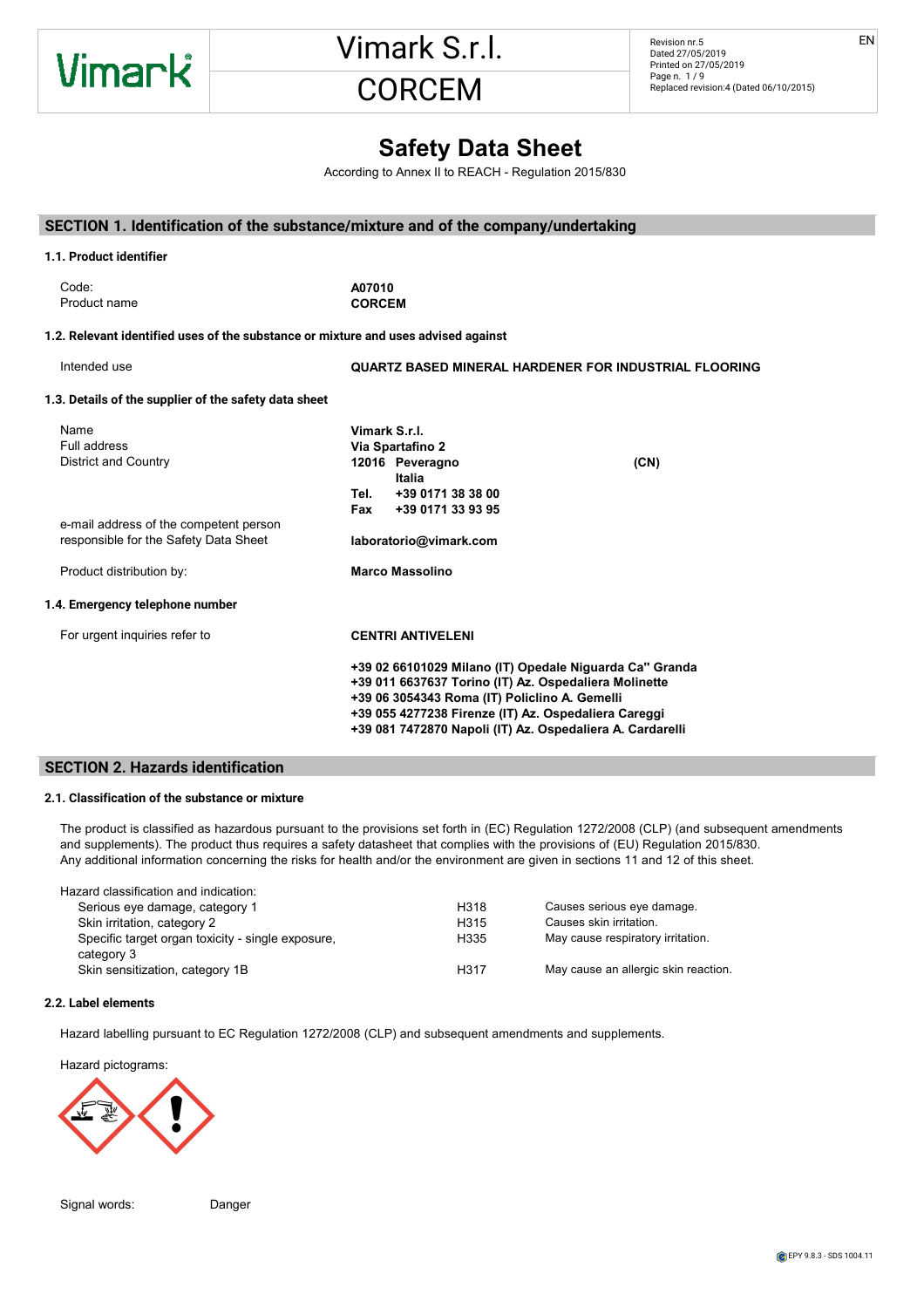| | | |
|---|---|---|
| Vimark | Vimark S.r.l. | Revision nr.5 |
| | CORCEM | Dated 27/05/2019 |
| | | Printed on 27/05/2019 |
| | | Replaced revision:4 (Dated 06/10/2015) |

EN

# Safety Data Sheet

According to Annex II to REACH - Regulation 2015/830

## SECTION 1. Identification of the substance/mixture and of the company/undertaking

### 1.1. Product identifier

| | |
|---|---|
| Code: | **A07010** |
| Product name | **CORCEM** |

### 1.2. Relevant identified uses of the substance or mixture and uses advised against

| | |
|---|---|
| Intended use | **QUARTZ BASED MINERAL HARDENER FOR INDUSTRIAL FLOORING** |

### 1.3. Details of the supplier of the safety data sheet

| | |
|---|---|
| Name | **Vimark S.r.l.** |
| Full address | **Via Spartafino 2** |
| District and Country | **12016 Peveragno (CN)** |
| | **Italia** |
| | **Tel. +39 0171 38 38 00** |
| | **Fax +39 0171 33 93 95** |
| e-mail address of the competent person responsible for the Safety Data Sheet | **laboratorio@vimark.com** |
| Product distribution by: | **Marco Massolino** |

### 1.4. Emergency telephone number

For urgent inquiries refer to

**CENTRI ANTIVELENI**

**+39 02 66101029 Milano (IT) Opedale Niguarda Ca" Granda**
**+39 011 6637637 Torino (IT) Az. Ospedaliera Molinette**
**+39 06 3054343 Roma (IT) Policlino A. Gemelli**
**+39 055 4277238 Firenze (IT) Az. Ospedaliera Careggi**
**+39 081 7472870 Napoli (IT) Az. Ospedaliera A. Cardarelli**

## SECTION 2. Hazards identification

### 2.1. Classification of the substance or mixture

The product is classified as hazardous pursuant to the provisions set forth in (EC) Regulation 1272/2008 (CLP) (and subsequent amendments and supplements). The product thus requires a safety datasheet that complies with the provisions of (EU) Regulation 2015/830.
Any additional information concerning the risks for health and/or the environment are given in sections 11 and 12 of this sheet.

Hazard classification and indication:

| | | |
|---|---|---|
| Serious eye damage, category 1 | H318 | Causes serious eye damage. |
| Skin irritation, category 2 | H315 | Causes skin irritation. |
| Specific target organ toxicity - single exposure, category 3 | H335 | May cause respiratory irritation. |
| Skin sensitization, category 1B | H317 | May cause an allergic skin reaction. |

### 2.2. Label elements

Hazard labelling pursuant to EC Regulation 1272/2008 (CLP) and subsequent amendments and supplements.

Hazard pictograms:

Signal words: Danger

EPY 9.8.3 - SDS 1004.11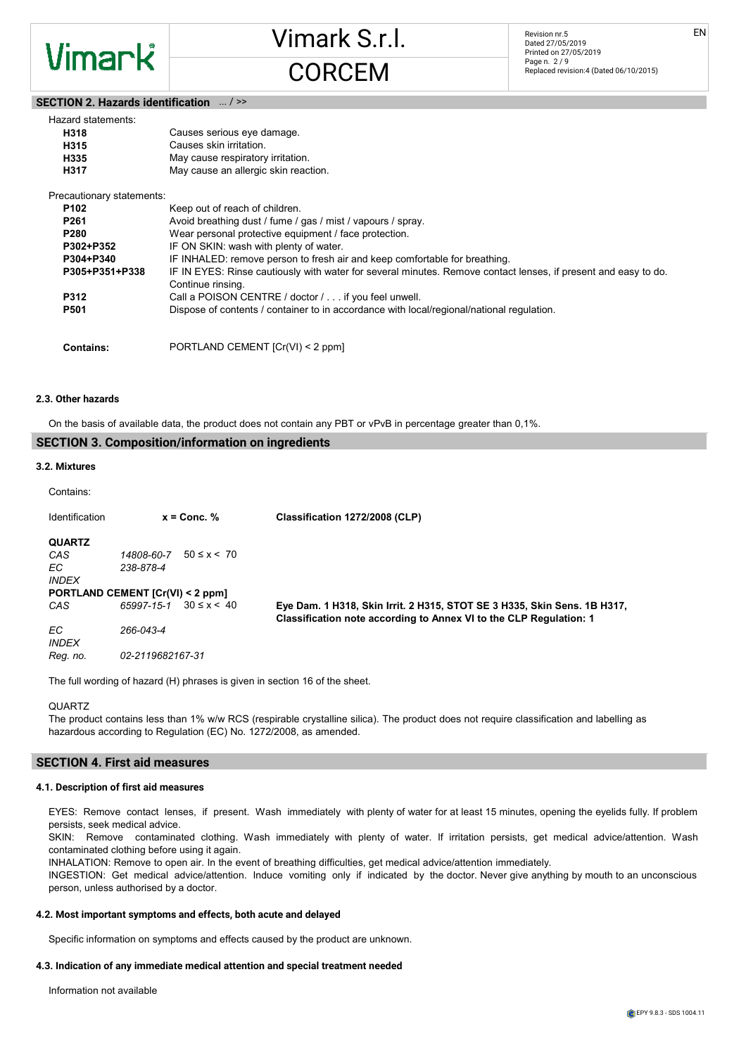## SECTION 2. Hazards identification ... / >>

Hazard statements:

| | |
|---|---|
| **H318** | Causes serious eye damage. |
| **H315** | Causes skin irritation. |
| **H335** | May cause respiratory irritation. |
| **H317** | May cause an allergic skin reaction. |

Precautionary statements:

| | |
|---|---|
| **P102** | Keep out of reach of children. |
| **P261** | Avoid breathing dust / fume / gas / mist / vapours / spray. |
| **P280** | Wear personal protective equipment / face protection. |
| **P302+P352** | IF ON SKIN: wash with plenty of water. |
| **P304+P340** | IF INHALED: remove person to fresh air and keep comfortable for breathing. |
| **P305+P351+P338** | IF IN EYES: Rinse cautiously with water for several minutes. Remove contact lenses, if present and easy to do. Continue rinsing. |
| **P312** | Call a POISON CENTRE / doctor / . . . if you feel unwell. |
| **P501** | Dispose of contents / container to in accordance with local/regional/national regulation. |

**Contains:** PORTLAND CEMENT [Cr(VI) < 2 ppm]

### 2.3. Other hazards

On the basis of available data, the product does not contain any PBT or vPvB in percentage greater than 0,1%.

## SECTION 3. Composition/information on ingredients

### 3.2. Mixtures

Contains:

| Identification | | x = Conc. % | Classification 1272/2008 (CLP) |
|---|---|---|---|
| **QUARTZ** | | | |
| *CAS* | *14808-60-7* | $50 \leq x < 70$ | |
| *EC* | *238-878-4* | | |
| *INDEX* | | | |
| **PORTLAND CEMENT [Cr(VI) < 2 ppm]** | | | |
| *CAS* | *65997-15-1* | $30 \leq x < 40$ | **Eye Dam. 1 H318, Skin Irrit. 2 H315, STOT SE 3 H335, Skin Sens. 1B H317, Classification note according to Annex VI to the CLP Regulation: 1** |
| *EC* | *266-043-4* | | |
| *INDEX* | | | |
| *Reg. no.* | *02-2119682167-31* | | |

The full wording of hazard (H) phrases is given in section 16 of the sheet.

QUARTZ
The product contains less than 1% w/w RCS (respirable crystalline silica). The product does not require classification and labelling as hazardous according to Regulation (EC) No. 1272/2008, as amended.

## SECTION 4. First aid measures

### 4.1. Description of first aid measures

EYES: Remove contact lenses, if present. Wash immediately with plenty of water for at least 15 minutes, opening the eyelids fully. If problem persists, seek medical advice.
SKIN: Remove contaminated clothing. Wash immediately with plenty of water. If irritation persists, get medical advice/attention. Wash contaminated clothing before using it again.
INHALATION: Remove to open air. In the event of breathing difficulties, get medical advice/attention immediately.
INGESTION: Get medical advice/attention. Induce vomiting only if indicated by the doctor. Never give anything by mouth to an unconscious person, unless authorised by a doctor.

### 4.2. Most important symptoms and effects, both acute and delayed

Specific information on symptoms and effects caused by the product are unknown.

### 4.3. Indication of any immediate medical attention and special treatment needed

Information not available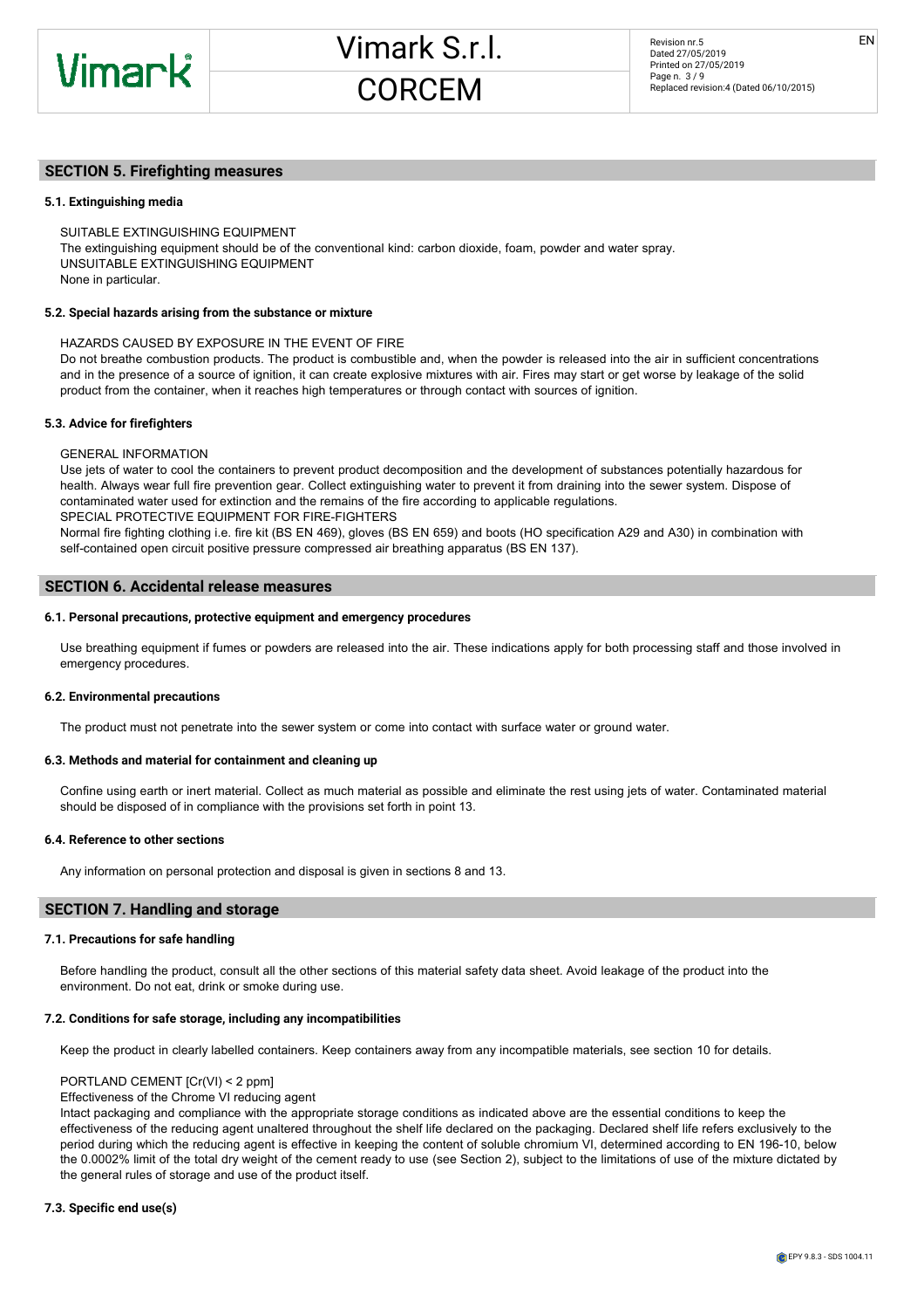## SECTION 5. Firefighting measures

### 5.1. Extinguishing media

SUITABLE EXTINGUISHING EQUIPMENT
The extinguishing equipment should be of the conventional kind: carbon dioxide, foam, powder and water spray.
UNSUITABLE EXTINGUISHING EQUIPMENT
None in particular.

### 5.2. Special hazards arising from the substance or mixture

HAZARDS CAUSED BY EXPOSURE IN THE EVENT OF FIRE
Do not breathe combustion products. The product is combustible and, when the powder is released into the air in sufficient concentrations and in the presence of a source of ignition, it can create explosive mixtures with air. Fires may start or get worse by leakage of the solid product from the container, when it reaches high temperatures or through contact with sources of ignition.

### 5.3. Advice for firefighters

GENERAL INFORMATION
Use jets of water to cool the containers to prevent product decomposition and the development of substances potentially hazardous for health. Always wear full fire prevention gear. Collect extinguishing water to prevent it from draining into the sewer system. Dispose of contaminated water used for extinction and the remains of the fire according to applicable regulations.
SPECIAL PROTECTIVE EQUIPMENT FOR FIRE-FIGHTERS
Normal fire fighting clothing i.e. fire kit (BS EN 469), gloves (BS EN 659) and boots (HO specification A29 and A30) in combination with self-contained open circuit positive pressure compressed air breathing apparatus (BS EN 137).

## SECTION 6. Accidental release measures

### 6.1. Personal precautions, protective equipment and emergency procedures

Use breathing equipment if fumes or powders are released into the air. These indications apply for both processing staff and those involved in emergency procedures.

### 6.2. Environmental precautions

The product must not penetrate into the sewer system or come into contact with surface water or ground water.

### 6.3. Methods and material for containment and cleaning up

Confine using earth or inert material. Collect as much material as possible and eliminate the rest using jets of water. Contaminated material should be disposed of in compliance with the provisions set forth in point 13.

### 6.4. Reference to other sections

Any information on personal protection and disposal is given in sections 8 and 13.

## SECTION 7. Handling and storage

### 7.1. Precautions for safe handling

Before handling the product, consult all the other sections of this material safety data sheet. Avoid leakage of the product into the environment. Do not eat, drink or smoke during use.

### 7.2. Conditions for safe storage, including any incompatibilities

Keep the product in clearly labelled containers. Keep containers away from any incompatible materials, see section 10 for details.

PORTLAND CEMENT [Cr(VI) < 2 ppm]
Effectiveness of the Chrome VI reducing agent
Intact packaging and compliance with the appropriate storage conditions as indicated above are the essential conditions to keep the effectiveness of the reducing agent unaltered throughout the shelf life declared on the packaging. Declared shelf life refers exclusively to the period during which the reducing agent is effective in keeping the content of soluble chromium VI, determined according to EN 196-10, below the 0.0002% limit of the total dry weight of the cement ready to use (see Section 2), subject to the limitations of use of the mixture dictated by the general rules of storage and use of the product itself.

### 7.3. Specific end use(s)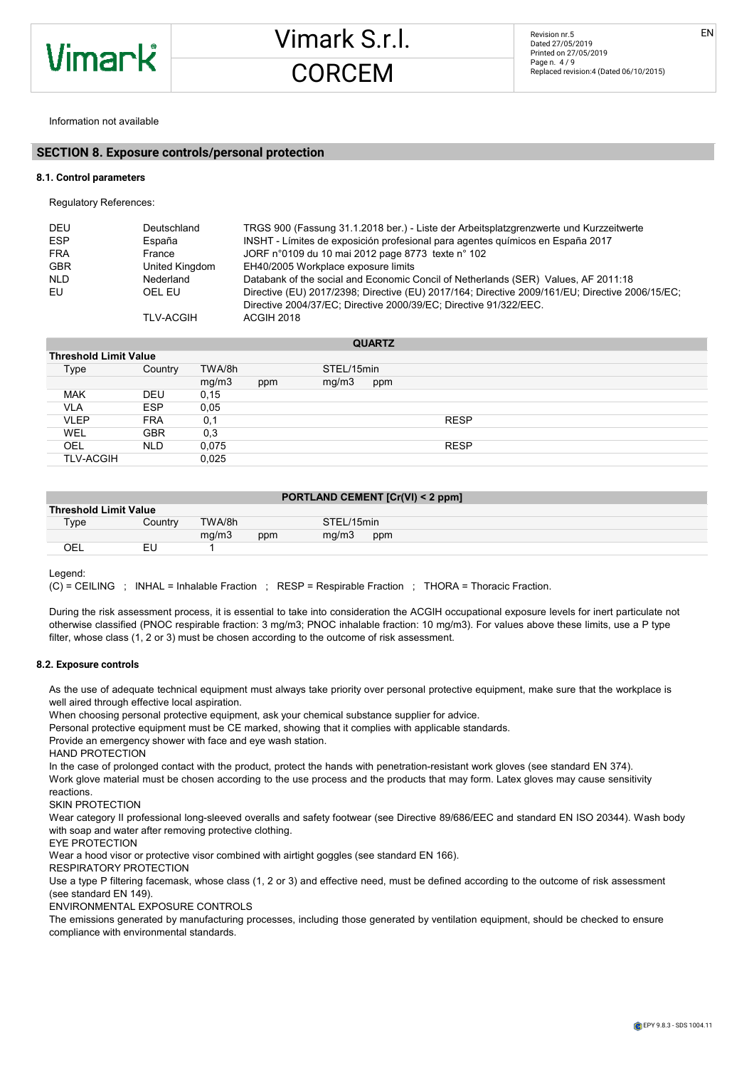Information not available

## SECTION 8. Exposure controls/personal protection

### 8.1. Control parameters

Regulatory References:

| | | |
|---|---|---|
| DEU | Deutschland | TRGS 900 (Fassung 31.1.2018 ber.) - Liste der Arbeitsplatzgrenzwerte und Kurzzeitwerte |
| ESP | España | INSHT - Límites de exposición profesional para agentes químicos en España 2017 |
| FRA | France | JORF n°0109 du 10 mai 2012 page 8773 texte n° 102 |
| GBR | United Kingdom | EH40/2005 Workplace exposure limits |
| NLD | Nederland | Databank of the social and Economic Concil of Netherlands (SER) Values, AF 2011:18 |
| EU | OEL EU | Directive (EU) 2017/2398; Directive (EU) 2017/164; Directive 2009/161/EU; Directive 2006/15/EC; Directive 2004/37/EC; Directive 2000/39/EC; Directive 91/322/EEC. |
| | TLV-ACGIH | ACGIH 2018 |

**QUARTZ**

| Threshold Limit Value | | | | | | |
|---|---|---|---|---|---|---|
| Type | Country | TWA/8h | | STEL/15min | | |
| | | mg/m3 | ppm | mg/m3 | ppm | |
| MAK | DEU | 0,15 | | | | |
| VLA | ESP | 0,05 | | | | |
| VLEP | FRA | 0,1 | | | | RESP |
| WEL | GBR | 0,3 | | | | |
| OEL | NLD | 0,075 | | | | RESP |
| TLV-ACGIH | | 0,025 | | | | |

**PORTLAND CEMENT [Cr(VI) < 2 ppm]**

| Threshold Limit Value | | | | | |
|---|---|---|---|---|---|
| Type | Country | TWA/8h | | STEL/15min | |
| | | mg/m3 | ppm | mg/m3 | ppm |
| OEL | EU | 1 | | | |

Legend:
(C) = CEILING ; INHAL = Inhalable Fraction ; RESP = Respirable Fraction ; THORA = Thoracic Fraction.

During the risk assessment process, it is essential to take into consideration the ACGIH occupational exposure levels for inert particulate not otherwise classified (PNOC respirable fraction: 3 mg/m3; PNOC inhalable fraction: 10 mg/m3). For values above these limits, use a P type filter, whose class (1, 2 or 3) must be chosen according to the outcome of risk assessment.

### 8.2. Exposure controls

As the use of adequate technical equipment must always take priority over personal protective equipment, make sure that the workplace is well aired through effective local aspiration.
When choosing personal protective equipment, ask your chemical substance supplier for advice.
Personal protective equipment must be CE marked, showing that it complies with applicable standards.
Provide an emergency shower with face and eye wash station.
HAND PROTECTION
In the case of prolonged contact with the product, protect the hands with penetration-resistant work gloves (see standard EN 374).
Work glove material must be chosen according to the use process and the products that may form. Latex gloves may cause sensitivity reactions.
SKIN PROTECTION
Wear category II professional long-sleeved overalls and safety footwear (see Directive 89/686/EEC and standard EN ISO 20344). Wash body with soap and water after removing protective clothing.
EYE PROTECTION
Wear a hood visor or protective visor combined with airtight goggles (see standard EN 166).
RESPIRATORY PROTECTION
Use a type P filtering facemask, whose class (1, 2 or 3) and effective need, must be defined according to the outcome of risk assessment (see standard EN 149).
ENVIRONMENTAL EXPOSURE CONTROLS
The emissions generated by manufacturing processes, including those generated by ventilation equipment, should be checked to ensure compliance with environmental standards.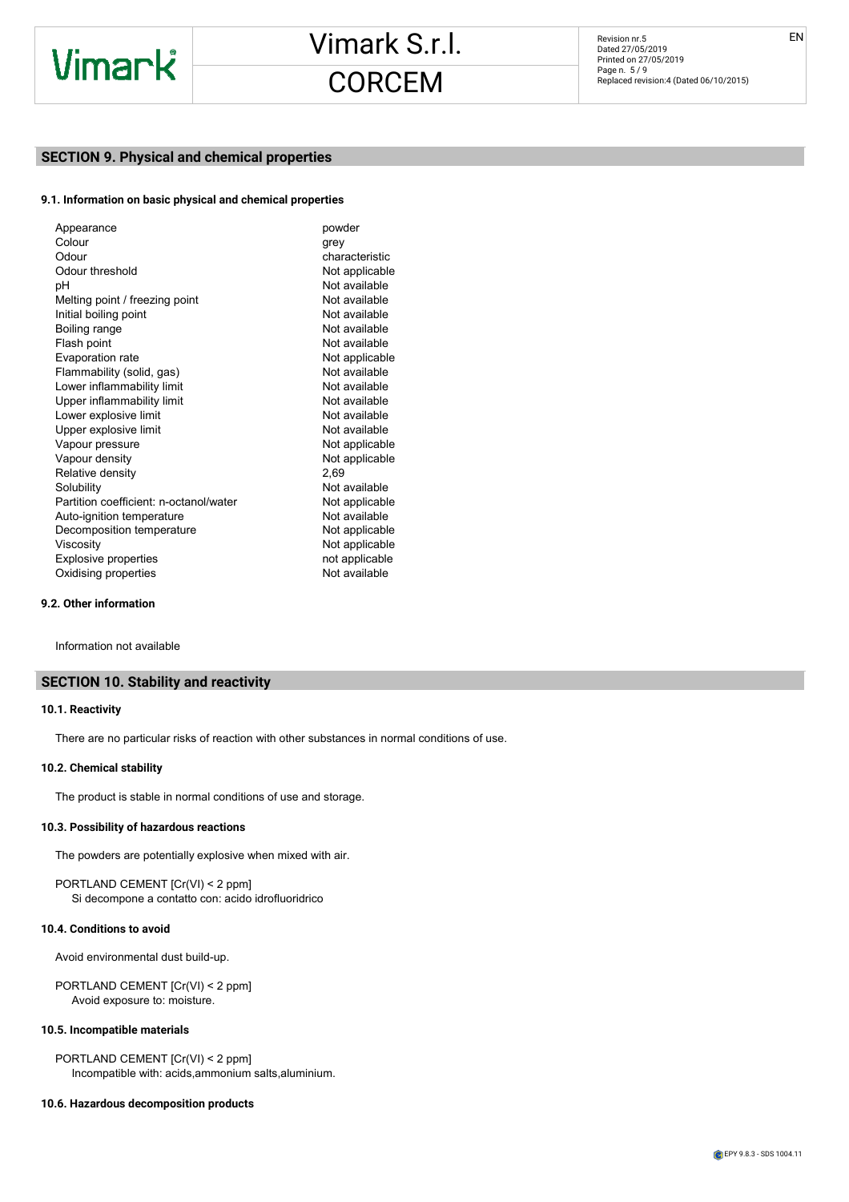## SECTION 9. Physical and chemical properties

### 9.1. Information on basic physical and chemical properties

| | |
|---|---|
| Appearance | powder |
| Colour | grey |
| Odour | characteristic |
| Odour threshold | Not applicable |
| pH | Not available |
| Melting point / freezing point | Not available |
| Initial boiling point | Not available |
| Boiling range | Not available |
| Flash point | Not available |
| Evaporation rate | Not applicable |
| Flammability (solid, gas) | Not available |
| Lower inflammability limit | Not available |
| Upper inflammability limit | Not available |
| Lower explosive limit | Not available |
| Upper explosive limit | Not available |
| Vapour pressure | Not applicable |
| Vapour density | Not applicable |
| Relative density | 2,69 |
| Solubility | Not available |
| Partition coefficient: n-octanol/water | Not applicable |
| Auto-ignition temperature | Not available |
| Decomposition temperature | Not applicable |
| Viscosity | Not applicable |
| Explosive properties | not applicable |
| Oxidising properties | Not available |

### 9.2. Other information

Information not available

## SECTION 10. Stability and reactivity

### 10.1. Reactivity

There are no particular risks of reaction with other substances in normal conditions of use.

### 10.2. Chemical stability

The product is stable in normal conditions of use and storage.

### 10.3. Possibility of hazardous reactions

The powders are potentially explosive when mixed with air.

PORTLAND CEMENT [Cr(VI) < 2 ppm]
Si decompone a contatto con: acido idrofluoridrico

### 10.4. Conditions to avoid

Avoid environmental dust build-up.

PORTLAND CEMENT [Cr(VI) < 2 ppm]
Avoid exposure to: moisture.

### 10.5. Incompatible materials

PORTLAND CEMENT [Cr(VI) < 2 ppm]
Incompatible with: acids,ammonium salts,aluminium.

### 10.6. Hazardous decomposition products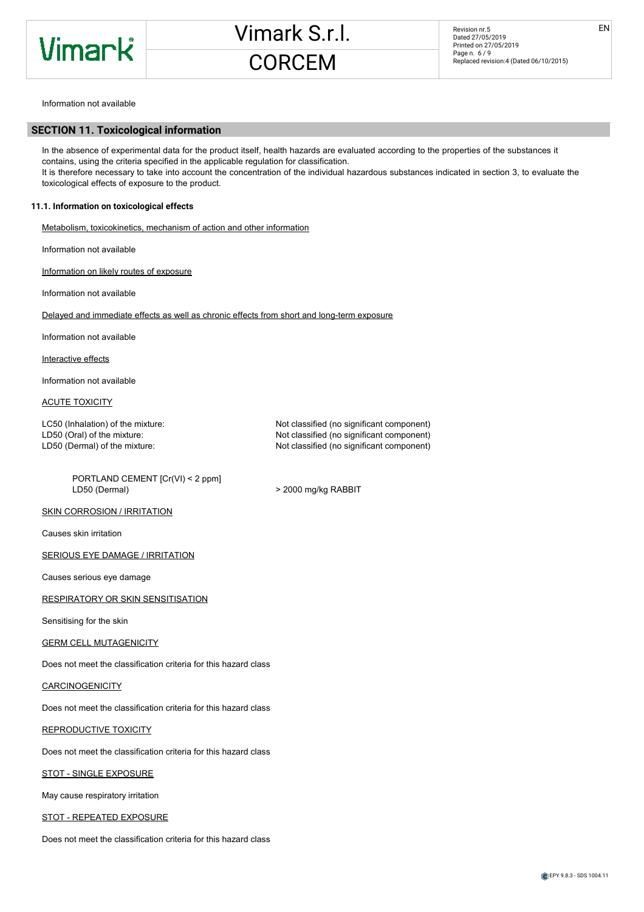Information not available

## SECTION 11. Toxicological information

In the absence of experimental data for the product itself, health hazards are evaluated according to the properties of the substances it contains, using the criteria specified in the applicable regulation for classification.
It is therefore necessary to take into account the concentration of the individual hazardous substances indicated in section 3, to evaluate the toxicological effects of exposure to the product.

### 11.1. Information on toxicological effects

Metabolism, toxicokinetics, mechanism of action and other information

Information not available

Information on likely routes of exposure

Information not available

Delayed and immediate effects as well as chronic effects from short and long-term exposure

Information not available

Interactive effects

Information not available

ACUTE TOXICITY

| | |
|---|---|
| LC50 (Inhalation) of the mixture: | Not classified (no significant component) |
| LD50 (Oral) of the mixture: | Not classified (no significant component) |
| LD50 (Dermal) of the mixture: | Not classified (no significant component) |

PORTLAND CEMENT [Cr(VI) < 2 ppm]

| | |
|---|---|
| LD50 (Dermal) | > 2000 mg/kg RABBIT |

SKIN CORROSION / IRRITATION

Causes skin irritation

SERIOUS EYE DAMAGE / IRRITATION

Causes serious eye damage

RESPIRATORY OR SKIN SENSITISATION

Sensitising for the skin

GERM CELL MUTAGENICITY

Does not meet the classification criteria for this hazard class

CARCINOGENICITY

Does not meet the classification criteria for this hazard class

REPRODUCTIVE TOXICITY

Does not meet the classification criteria for this hazard class

STOT - SINGLE EXPOSURE

May cause respiratory irritation

STOT - REPEATED EXPOSURE

Does not meet the classification criteria for this hazard class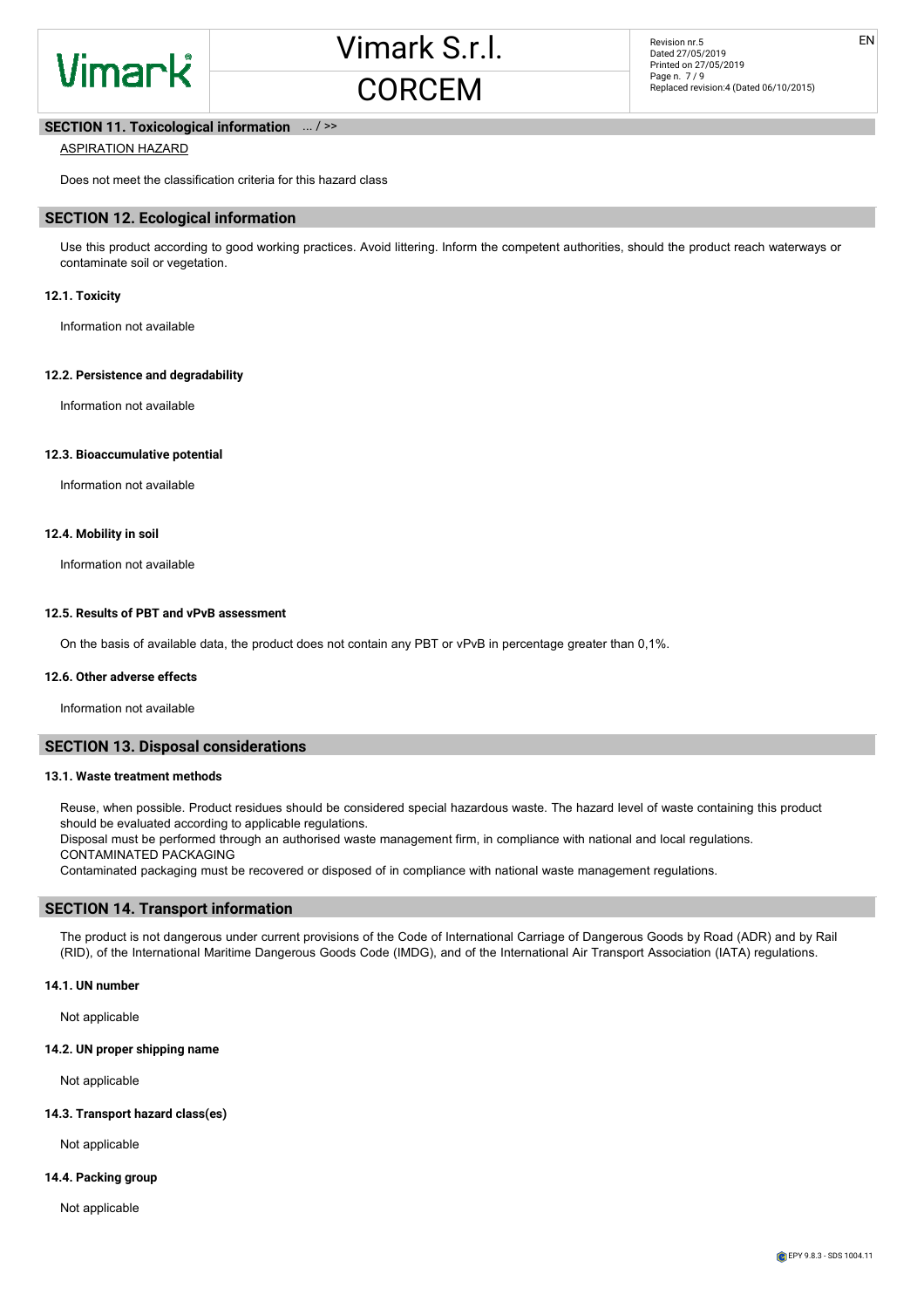## SECTION 11. Toxicological information ... / >>

ASPIRATION HAZARD

Does not meet the classification criteria for this hazard class

## SECTION 12. Ecological information

Use this product according to good working practices. Avoid littering. Inform the competent authorities, should the product reach waterways or contaminate soil or vegetation.

### 12.1. Toxicity

Information not available

### 12.2. Persistence and degradability

Information not available

### 12.3. Bioaccumulative potential

Information not available

### 12.4. Mobility in soil

Information not available

### 12.5. Results of PBT and vPvB assessment

On the basis of available data, the product does not contain any PBT or vPvB in percentage greater than 0,1%.

### 12.6. Other adverse effects

Information not available

## SECTION 13. Disposal considerations

### 13.1. Waste treatment methods

Reuse, when possible. Product residues should be considered special hazardous waste. The hazard level of waste containing this product should be evaluated according to applicable regulations.
Disposal must be performed through an authorised waste management firm, in compliance with national and local regulations.
CONTAMINATED PACKAGING
Contaminated packaging must be recovered or disposed of in compliance with national waste management regulations.

## SECTION 14. Transport information

The product is not dangerous under current provisions of the Code of International Carriage of Dangerous Goods by Road (ADR) and by Rail (RID), of the International Maritime Dangerous Goods Code (IMDG), and of the International Air Transport Association (IATA) regulations.

### 14.1. UN number

Not applicable

### 14.2. UN proper shipping name

Not applicable

### 14.3. Transport hazard class(es)

Not applicable

### 14.4. Packing group

Not applicable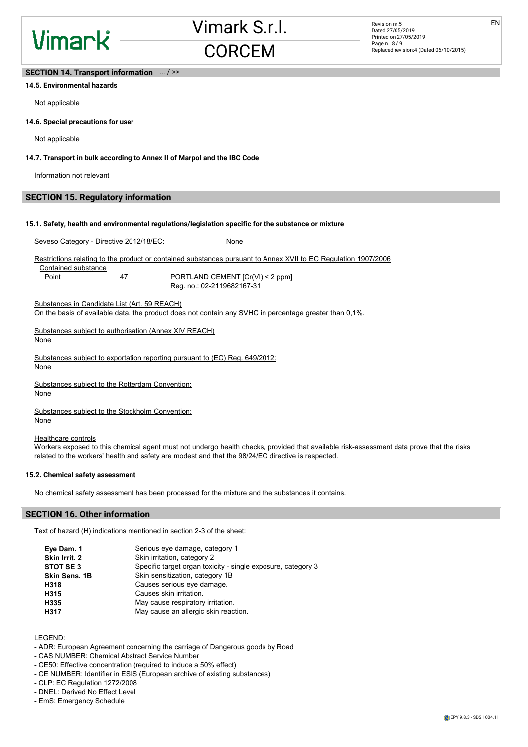## SECTION 14. Transport information ... / >>

### 14.5. Environmental hazards

Not applicable

### 14.6. Special precautions for user

Not applicable

### 14.7. Transport in bulk according to Annex II of Marpol and the IBC Code

Information not relevant

## SECTION 15. Regulatory information

### 15.1. Safety, health and environmental regulations/legislation specific for the substance or mixture

Seveso Category - Directive 2012/18/EC: None

Restrictions relating to the product or contained substances pursuant to Annex XVII to EC Regulation 1907/2006

| Contained substance | | |
|---|---|---|
| Point | 47 | PORTLAND CEMENT [Cr(VI) < 2 ppm]<br>Reg. no.: 02-2119682167-31 |

Substances in Candidate List (Art. 59 REACH)
On the basis of available data, the product does not contain any SVHC in percentage greater than 0,1%.

Substances subject to authorisation (Annex XIV REACH)
None

Substances subject to exportation reporting pursuant to (EC) Reg. 649/2012:
None

Substances subject to the Rotterdam Convention:
None

Substances subject to the Stockholm Convention:
None

Healthcare controls
Workers exposed to this chemical agent must not undergo health checks, provided that available risk-assessment data prove that the risks related to the workers' health and safety are modest and that the 98/24/EC directive is respected.

### 15.2. Chemical safety assessment

No chemical safety assessment has been processed for the mixture and the substances it contains.

## SECTION 16. Other information

Text of hazard (H) indications mentioned in section 2-3 of the sheet:

| | |
|---|---|
| **Eye Dam. 1** | Serious eye damage, category 1 |
| **Skin Irrit. 2** | Skin irritation, category 2 |
| **STOT SE 3** | Specific target organ toxicity - single exposure, category 3 |
| **Skin Sens. 1B** | Skin sensitization, category 1B |
| **H318** | Causes serious eye damage. |
| **H315** | Causes skin irritation. |
| **H335** | May cause respiratory irritation. |
| **H317** | May cause an allergic skin reaction. |

LEGEND:
- ADR: European Agreement concerning the carriage of Dangerous goods by Road
- CAS NUMBER: Chemical Abstract Service Number
- CE50: Effective concentration (required to induce a 50% effect)
- CE NUMBER: Identifier in ESIS (European archive of existing substances)
- CLP: EC Regulation 1272/2008
- DNEL: Derived No Effect Level
- EmS: Emergency Schedule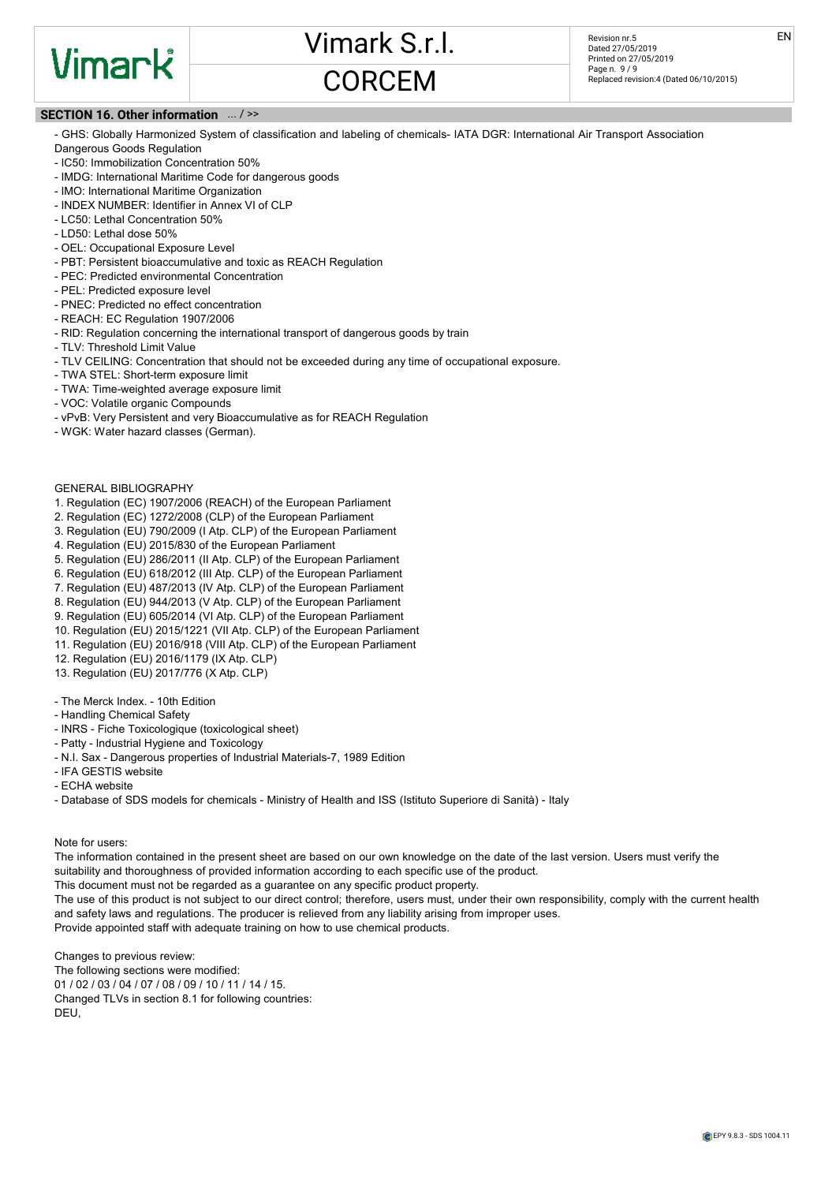## SECTION 16. Other information ... / >>

- GHS: Globally Harmonized System of classification and labeling of chemicals- IATA DGR: International Air Transport Association Dangerous Goods Regulation
- IC50: Immobilization Concentration 50%
- IMDG: International Maritime Code for dangerous goods
- IMO: International Maritime Organization
- INDEX NUMBER: Identifier in Annex VI of CLP
- LC50: Lethal Concentration 50%
- LD50: Lethal dose 50%
- OEL: Occupational Exposure Level
- PBT: Persistent bioaccumulative and toxic as REACH Regulation
- PEC: Predicted environmental Concentration
- PEL: Predicted exposure level
- PNEC: Predicted no effect concentration
- REACH: EC Regulation 1907/2006
- RID: Regulation concerning the international transport of dangerous goods by train
- TLV: Threshold Limit Value
- TLV CEILING: Concentration that should not be exceeded during any time of occupational exposure.
- TWA STEL: Short-term exposure limit
- TWA: Time-weighted average exposure limit
- VOC: Volatile organic Compounds
- vPvB: Very Persistent and very Bioaccumulative as for REACH Regulation
- WGK: Water hazard classes (German).

GENERAL BIBLIOGRAPHY

1. Regulation (EC) 1907/2006 (REACH) of the European Parliament
2. Regulation (EC) 1272/2008 (CLP) of the European Parliament
3. Regulation (EU) 790/2009 (I Atp. CLP) of the European Parliament
4. Regulation (EU) 2015/830 of the European Parliament
5. Regulation (EU) 286/2011 (II Atp. CLP) of the European Parliament
6. Regulation (EU) 618/2012 (III Atp. CLP) of the European Parliament
7. Regulation (EU) 487/2013 (IV Atp. CLP) of the European Parliament
8. Regulation (EU) 944/2013 (V Atp. CLP) of the European Parliament
9. Regulation (EU) 605/2014 (VI Atp. CLP) of the European Parliament
10. Regulation (EU) 2015/1221 (VII Atp. CLP) of the European Parliament
11. Regulation (EU) 2016/918 (VIII Atp. CLP) of the European Parliament
12. Regulation (EU) 2016/1179 (IX Atp. CLP)
13. Regulation (EU) 2017/776 (X Atp. CLP)

- The Merck Index. - 10th Edition
- Handling Chemical Safety
- INRS - Fiche Toxicologique (toxicological sheet)
- Patty - Industrial Hygiene and Toxicology
- N.I. Sax - Dangerous properties of Industrial Materials-7, 1989 Edition
- IFA GESTIS website
- ECHA website
- Database of SDS models for chemicals - Ministry of Health and ISS (Istituto Superiore di Sanità) - Italy

Note for users:

The information contained in the present sheet are based on our own knowledge on the date of the last version. Users must verify the suitability and thoroughness of provided information according to each specific use of the product.

This document must not be regarded as a guarantee on any specific product property.

The use of this product is not subject to our direct control; therefore, users must, under their own responsibility, comply with the current health and safety laws and regulations. The producer is relieved from any liability arising from improper uses.

Provide appointed staff with adequate training on how to use chemical products.

Changes to previous review:

The following sections were modified:

01 / 02 / 03 / 04 / 07 / 08 / 09 / 10 / 11 / 14 / 15.

Changed TLVs in section 8.1 for following countries:

DEU,